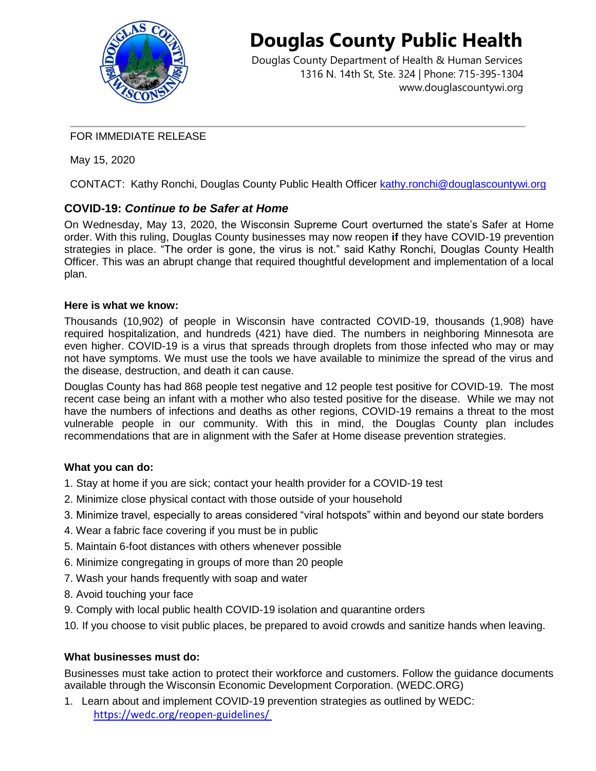# Douglas County Public Health

Douglas County Department of Health & Human Services
1316 N. 14th St, Ste. 324 | Phone: 715-395-1304
www.douglascountywi.org

---

FOR IMMEDIATE RELEASE

May 15, 2020

CONTACT: Kathy Ronchi, Douglas County Public Health Officer kathy.ronchi@douglascountywi.org

## COVID-19: *Continue to be Safer at Home*

On Wednesday, May 13, 2020, the Wisconsin Supreme Court overturned the state's Safer at Home order. With this ruling, Douglas County businesses may now reopen **if** they have COVID-19 prevention strategies in place. "The order is gone, the virus is not." said Kathy Ronchi, Douglas County Health Officer. This was an abrupt change that required thoughtful development and implementation of a local plan.

### Here is what we know:

Thousands (10,902) of people in Wisconsin have contracted COVID-19, thousands (1,908) have required hospitalization, and hundreds (421) have died. The numbers in neighboring Minnesota are even higher. COVID-19 is a virus that spreads through droplets from those infected who may or may not have symptoms. We must use the tools we have available to minimize the spread of the virus and the disease, destruction, and death it can cause.

Douglas County has had 868 people test negative and 12 people test positive for COVID-19. The most recent case being an infant with a mother who also tested positive for the disease. While we may not have the numbers of infections and deaths as other regions, COVID-19 remains a threat to the most vulnerable people in our community. With this in mind, the Douglas County plan includes recommendations that are in alignment with the Safer at Home disease prevention strategies.

### What you can do:

1. Stay at home if you are sick; contact your health provider for a COVID-19 test
2. Minimize close physical contact with those outside of your household
3. Minimize travel, especially to areas considered "viral hotspots" within and beyond our state borders
4. Wear a fabric face covering if you must be in public
5. Maintain 6-foot distances with others whenever possible
6. Minimize congregating in groups of more than 20 people
7. Wash your hands frequently with soap and water
8. Avoid touching your face
9. Comply with local public health COVID-19 isolation and quarantine orders
10. If you choose to visit public places, be prepared to avoid crowds and sanitize hands when leaving.

### What businesses must do:

Businesses must take action to protect their workforce and customers. Follow the guidance documents available through the Wisconsin Economic Development Corporation. (WEDC.ORG)

1. Learn about and implement COVID-19 prevention strategies as outlined by WEDC: https://wedc.org/reopen-guidelines/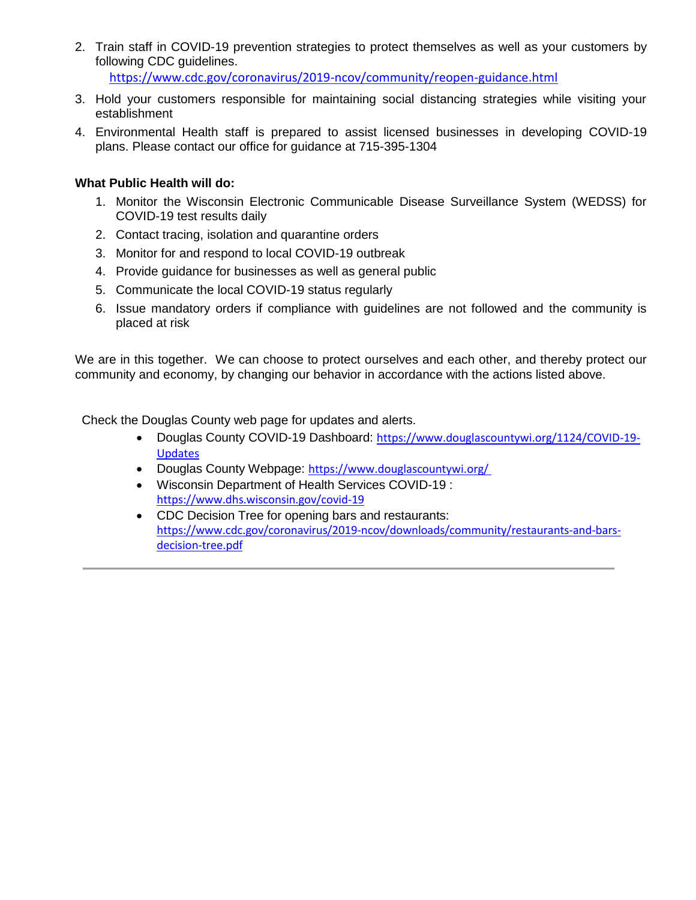2. Train staff in COVID-19 prevention strategies to protect themselves as well as your customers by following CDC guidelines.
   https://www.cdc.gov/coronavirus/2019-ncov/community/reopen-guidance.html
3. Hold your customers responsible for maintaining social distancing strategies while visiting your establishment
4. Environmental Health staff is prepared to assist licensed businesses in developing COVID-19 plans. Please contact our office for guidance at 715-395-1304

**What Public Health will do:**

1. Monitor the Wisconsin Electronic Communicable Disease Surveillance System (WEDSS) for COVID-19 test results daily
2. Contact tracing, isolation and quarantine orders
3. Monitor for and respond to local COVID-19 outbreak
4. Provide guidance for businesses as well as general public
5. Communicate the local COVID-19 status regularly
6. Issue mandatory orders if compliance with guidelines are not followed and the community is placed at risk

We are in this together. We can choose to protect ourselves and each other, and thereby protect our community and economy, by changing our behavior in accordance with the actions listed above.

Check the Douglas County web page for updates and alerts.

- Douglas County COVID-19 Dashboard: https://www.douglascountywi.org/1124/COVID-19-Updates
- Douglas County Webpage: https://www.douglascountywi.org/
- Wisconsin Department of Health Services COVID-19 : https://www.dhs.wisconsin.gov/covid-19
- CDC Decision Tree for opening bars and restaurants: https://www.cdc.gov/coronavirus/2019-ncov/downloads/community/restaurants-and-bars-decision-tree.pdf